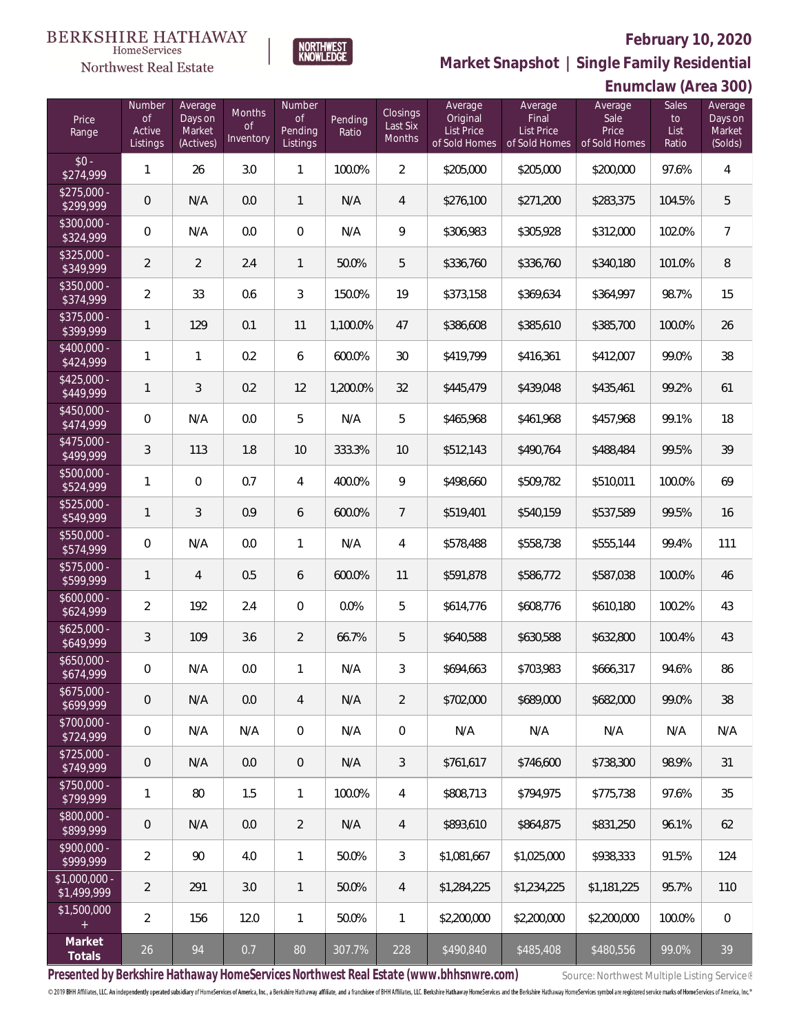BERKSHIRE HATHAWAY HomeServices Northwest Real Estate

NORTHWEST KNOWLEDGE

## February 10, 2020

## Market Snapshot | Single Family Residential

## Enumclaw (Area 300)

| Price Range | Number of Active Listings | Average Days on Market (Actives) | Months of Inventory | Number of Pending Listings | Pending Ratio | Closings Last Six Months | Average Original List Price of Sold Homes | Average Final List Price of Sold Homes | Average Sale Price of Sold Homes | Sales to List Ratio | Average Days on Market (Solds) |
|---|---|---|---|---|---|---|---|---|---|---|---|
| $0 - $274,999 | 1 | 26 | 3.0 | 1 | 100.0% | 2 | $205,000 | $205,000 | $200,000 | 97.6% | 4 |
| $275,000 - $299,999 | 0 | N/A | 0.0 | 1 | N/A | 4 | $276,100 | $271,200 | $283,375 | 104.5% | 5 |
| $300,000 - $324,999 | 0 | N/A | 0.0 | 0 | N/A | 9 | $306,983 | $305,928 | $312,000 | 102.0% | 7 |
| $325,000 - $349,999 | 2 | 2 | 2.4 | 1 | 50.0% | 5 | $336,760 | $336,760 | $340,180 | 101.0% | 8 |
| $350,000 - $374,999 | 2 | 33 | 0.6 | 3 | 150.0% | 19 | $373,158 | $369,634 | $364,997 | 98.7% | 15 |
| $375,000 - $399,999 | 1 | 129 | 0.1 | 11 | 1,100.0% | 47 | $386,608 | $385,610 | $385,700 | 100.0% | 26 |
| $400,000 - $424,999 | 1 | 1 | 0.2 | 6 | 600.0% | 30 | $419,799 | $416,361 | $412,007 | 99.0% | 38 |
| $425,000 - $449,999 | 1 | 3 | 0.2 | 12 | 1,200.0% | 32 | $445,479 | $439,048 | $435,461 | 99.2% | 61 |
| $450,000 - $474,999 | 0 | N/A | 0.0 | 5 | N/A | 5 | $465,968 | $461,968 | $457,968 | 99.1% | 18 |
| $475,000 - $499,999 | 3 | 113 | 1.8 | 10 | 333.3% | 10 | $512,143 | $490,764 | $488,484 | 99.5% | 39 |
| $500,000 - $524,999 | 1 | 0 | 0.7 | 4 | 400.0% | 9 | $498,660 | $509,782 | $510,011 | 100.0% | 69 |
| $525,000 - $549,999 | 1 | 3 | 0.9 | 6 | 600.0% | 7 | $519,401 | $540,159 | $537,589 | 99.5% | 16 |
| $550,000 - $574,999 | 0 | N/A | 0.0 | 1 | N/A | 4 | $578,488 | $558,738 | $555,144 | 99.4% | 111 |
| $575,000 - $599,999 | 1 | 4 | 0.5 | 6 | 600.0% | 11 | $591,878 | $586,772 | $587,038 | 100.0% | 46 |
| $600,000 - $624,999 | 2 | 192 | 2.4 | 0 | 0.0% | 5 | $614,776 | $608,776 | $610,180 | 100.2% | 43 |
| $625,000 - $649,999 | 3 | 109 | 3.6 | 2 | 66.7% | 5 | $640,588 | $630,588 | $632,800 | 100.4% | 43 |
| $650,000 - $674,999 | 0 | N/A | 0.0 | 1 | N/A | 3 | $694,663 | $703,983 | $666,317 | 94.6% | 86 |
| $675,000 - $699,999 | 0 | N/A | 0.0 | 4 | N/A | 2 | $702,000 | $689,000 | $682,000 | 99.0% | 38 |
| $700,000 - $724,999 | 0 | N/A | N/A | 0 | N/A | 0 | N/A | N/A | N/A | N/A | N/A |
| $725,000 - $749,999 | 0 | N/A | 0.0 | 0 | N/A | 3 | $761,617 | $746,600 | $738,300 | 98.9% | 31 |
| $750,000 - $799,999 | 1 | 80 | 1.5 | 1 | 100.0% | 4 | $808,713 | $794,975 | $775,738 | 97.6% | 35 |
| $800,000 - $899,999 | 0 | N/A | 0.0 | 2 | N/A | 4 | $893,610 | $864,875 | $831,250 | 96.1% | 62 |
| $900,000 - $999,999 | 2 | 90 | 4.0 | 1 | 50.0% | 3 | $1,081,667 | $1,025,000 | $938,333 | 91.5% | 124 |
| $1,000,000 - $1,499,999 | 2 | 291 | 3.0 | 1 | 50.0% | 4 | $1,284,225 | $1,234,225 | $1,181,225 | 95.7% | 110 |
| $1,500,000 + | 2 | 156 | 12.0 | 1 | 50.0% | 1 | $2,200,000 | $2,200,000 | $2,200,000 | 100.0% | 0 |
| **Market Totals** | 26 | 94 | 0.7 | 80 | 307.7% | 228 | $490,840 | $485,408 | $480,556 | 99.0% | 39 |

**Presented by Berkshire Hathaway HomeServices Northwest Real Estate (www.bhhsnwre.com)**

Source: Northwest Multiple Listing Service®

© 2019 BHH Affiliates, LLC. An independently operated subsidiary of HomeServices of America, Inc., a Berkshire Hathaway affiliate, and a franchisee of BHH Affiliates, LLC. Berkshire Hathaway HomeServices and the Berkshire Hathaway HomeServices symbol are registered service marks of HomeServices of America, Inc.®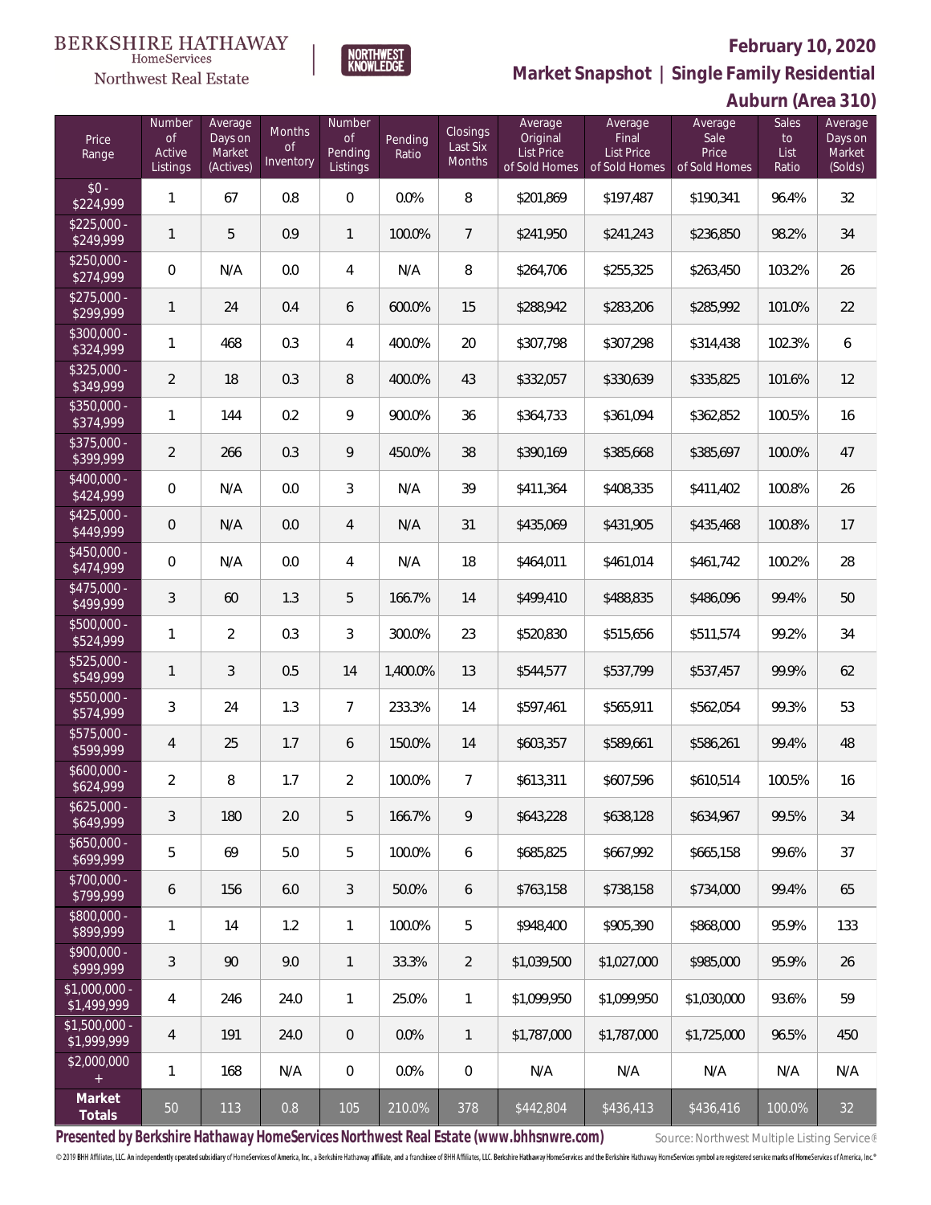BERKSHIRE HATHAWAY HomeServices Northwest Real Estate

NORTHWEST KNOWLEDGE

**February 10, 2020**

**Market Snapshot | Single Family Residential**

**Auburn (Area 310)**

| Price Range | Number of Active Listings | Average Days on Market (Actives) | Months of Inventory | Number of Pending Listings | Pending Ratio | Closings Last Six Months | Average Original List Price of Sold Homes | Average Final List Price of Sold Homes | Average Sale Price of Sold Homes | Sales to List Ratio | Average Days on Market (Solds) |
|---|---|---|---|---|---|---|---|---|---|---|---|
| $0 - $224,999 | 1 | 67 | 0.8 | 0 | 0.0% | 8 | $201,869 | $197,487 | $190,341 | 96.4% | 32 |
| $225,000 - $249,999 | 1 | 5 | 0.9 | 1 | 100.0% | 7 | $241,950 | $241,243 | $236,850 | 98.2% | 34 |
| $250,000 - $274,999 | 0 | N/A | 0.0 | 4 | N/A | 8 | $264,706 | $255,325 | $263,450 | 103.2% | 26 |
| $275,000 - $299,999 | 1 | 24 | 0.4 | 6 | 600.0% | 15 | $288,942 | $283,206 | $285,992 | 101.0% | 22 |
| $300,000 - $324,999 | 1 | 468 | 0.3 | 4 | 400.0% | 20 | $307,798 | $307,298 | $314,438 | 102.3% | 6 |
| $325,000 - $349,999 | 2 | 18 | 0.3 | 8 | 400.0% | 43 | $332,057 | $330,639 | $335,825 | 101.6% | 12 |
| $350,000 - $374,999 | 1 | 144 | 0.2 | 9 | 900.0% | 36 | $364,733 | $361,094 | $362,852 | 100.5% | 16 |
| $375,000 - $399,999 | 2 | 266 | 0.3 | 9 | 450.0% | 38 | $390,169 | $385,668 | $385,697 | 100.0% | 47 |
| $400,000 - $424,999 | 0 | N/A | 0.0 | 3 | N/A | 39 | $411,364 | $408,335 | $411,402 | 100.8% | 26 |
| $425,000 - $449,999 | 0 | N/A | 0.0 | 4 | N/A | 31 | $435,069 | $431,905 | $435,468 | 100.8% | 17 |
| $450,000 - $474,999 | 0 | N/A | 0.0 | 4 | N/A | 18 | $464,011 | $461,014 | $461,742 | 100.2% | 28 |
| $475,000 - $499,999 | 3 | 60 | 1.3 | 5 | 166.7% | 14 | $499,410 | $488,835 | $486,096 | 99.4% | 50 |
| $500,000 - $524,999 | 1 | 2 | 0.3 | 3 | 300.0% | 23 | $520,830 | $515,656 | $511,574 | 99.2% | 34 |
| $525,000 - $549,999 | 1 | 3 | 0.5 | 14 | 1,400.0% | 13 | $544,577 | $537,799 | $537,457 | 99.9% | 62 |
| $550,000 - $574,999 | 3 | 24 | 1.3 | 7 | 233.3% | 14 | $597,461 | $565,911 | $562,054 | 99.3% | 53 |
| $575,000 - $599,999 | 4 | 25 | 1.7 | 6 | 150.0% | 14 | $603,357 | $589,661 | $586,261 | 99.4% | 48 |
| $600,000 - $624,999 | 2 | 8 | 1.7 | 2 | 100.0% | 7 | $613,311 | $607,596 | $610,514 | 100.5% | 16 |
| $625,000 - $649,999 | 3 | 180 | 2.0 | 5 | 166.7% | 9 | $643,228 | $638,128 | $634,967 | 99.5% | 34 |
| $650,000 - $699,999 | 5 | 69 | 5.0 | 5 | 100.0% | 6 | $685,825 | $667,992 | $665,158 | 99.6% | 37 |
| $700,000 - $799,999 | 6 | 156 | 6.0 | 3 | 50.0% | 6 | $763,158 | $738,158 | $734,000 | 99.4% | 65 |
| $800,000 - $899,999 | 1 | 14 | 1.2 | 1 | 100.0% | 5 | $948,400 | $905,390 | $868,000 | 95.9% | 133 |
| $900,000 - $999,999 | 3 | 90 | 9.0 | 1 | 33.3% | 2 | $1,039,500 | $1,027,000 | $985,000 | 95.9% | 26 |
| $1,000,000 - $1,499,999 | 4 | 246 | 24.0 | 1 | 25.0% | 1 | $1,099,950 | $1,099,950 | $1,030,000 | 93.6% | 59 |
| $1,500,000 - $1,999,999 | 4 | 191 | 24.0 | 0 | 0.0% | 1 | $1,787,000 | $1,787,000 | $1,725,000 | 96.5% | 450 |
| $2,000,000 + | 1 | 168 | N/A | 0 | 0.0% | 0 | N/A | N/A | N/A | N/A | N/A |
| **Market Totals** | 50 | 113 | 0.8 | 105 | 210.0% | 378 | $442,804 | $436,413 | $436,416 | 100.0% | 32 |

**Presented by Berkshire Hathaway HomeServices Northwest Real Estate (www.bhhsnwre.com)**

Source: Northwest Multiple Listing Service®

© 2019 BHH Affiliates, LLC. An independently operated subsidiary of HomeServices of America, Inc., a Berkshire Hathaway affiliate, and a franchisee of BHH Affiliates, LLC. Berkshire Hathaway HomeServices and the Berkshire Hathaway HomeServices symbol are registered service marks of HomeServices of America, Inc.®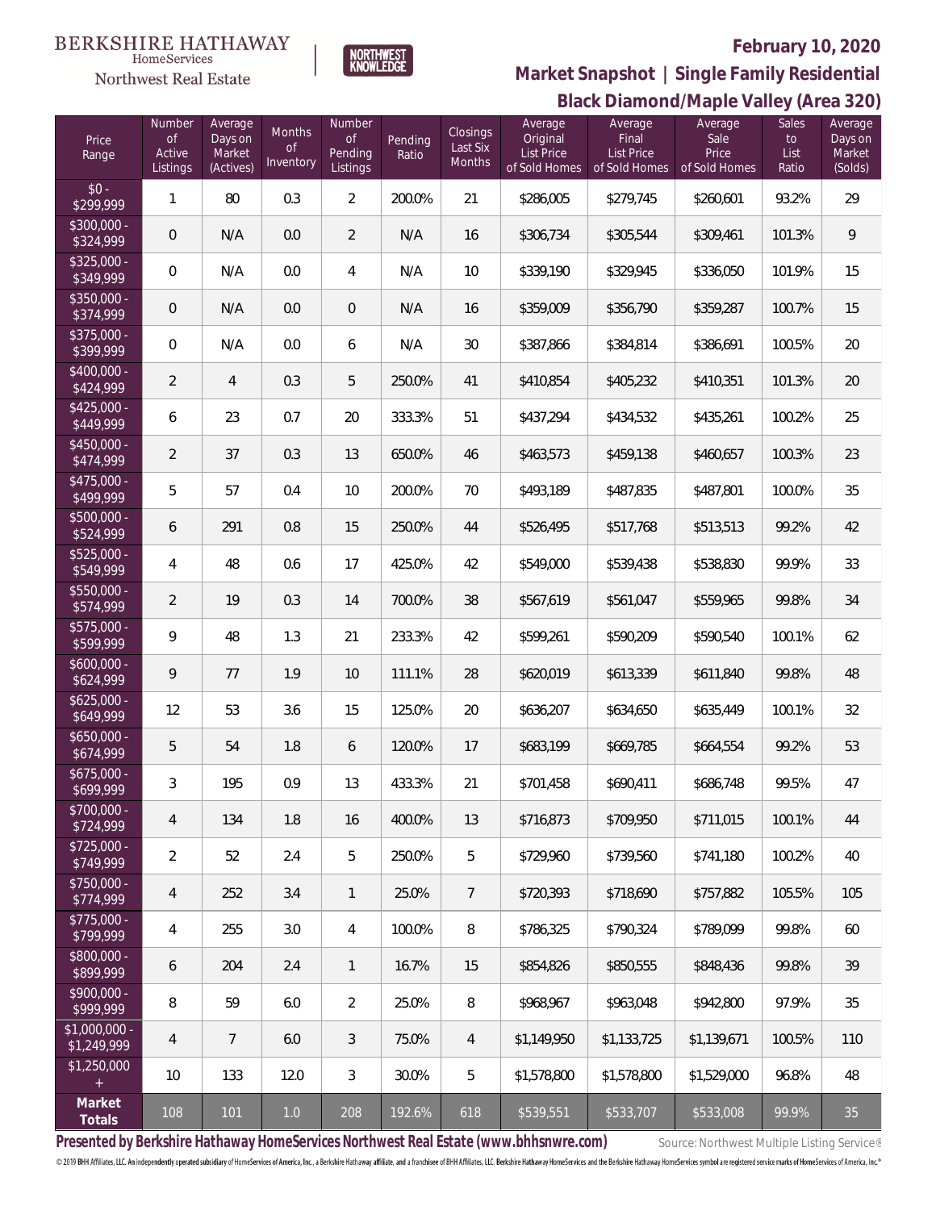BERKSHIRE HATHAWAY HomeServices Northwest Real Estate

NORTHWEST KNOWLEDGE

**February 10, 2020**

**Market Snapshot | Single Family Residential**

**Black Diamond/Maple Valley (Area 320)**

| Price Range | Number of Active Listings | Average Days on Market (Actives) | Months of Inventory | Number of Pending Listings | Pending Ratio | Closings Last Six Months | Average Original List Price of Sold Homes | Average Final List Price of Sold Homes | Average Sale Price of Sold Homes | Sales to List Ratio | Average Days on Market (Solds) |
|---|---|---|---|---|---|---|---|---|---|---|---|
| $0 - $299,999 | 1 | 80 | 0.3 | 2 | 200.0% | 21 | $286,005 | $279,745 | $260,601 | 93.2% | 29 |
| $300,000 - $324,999 | 0 | N/A | 0.0 | 2 | N/A | 16 | $306,734 | $305,544 | $309,461 | 101.3% | 9 |
| $325,000 - $349,999 | 0 | N/A | 0.0 | 4 | N/A | 10 | $339,190 | $329,945 | $336,050 | 101.9% | 15 |
| $350,000 - $374,999 | 0 | N/A | 0.0 | 0 | N/A | 16 | $359,009 | $356,790 | $359,287 | 100.7% | 15 |
| $375,000 - $399,999 | 0 | N/A | 0.0 | 6 | N/A | 30 | $387,866 | $384,814 | $386,691 | 100.5% | 20 |
| $400,000 - $424,999 | 2 | 4 | 0.3 | 5 | 250.0% | 41 | $410,854 | $405,232 | $410,351 | 101.3% | 20 |
| $425,000 - $449,999 | 6 | 23 | 0.7 | 20 | 333.3% | 51 | $437,294 | $434,532 | $435,261 | 100.2% | 25 |
| $450,000 - $474,999 | 2 | 37 | 0.3 | 13 | 650.0% | 46 | $463,573 | $459,138 | $460,657 | 100.3% | 23 |
| $475,000 - $499,999 | 5 | 57 | 0.4 | 10 | 200.0% | 70 | $493,189 | $487,835 | $487,801 | 100.0% | 35 |
| $500,000 - $524,999 | 6 | 291 | 0.8 | 15 | 250.0% | 44 | $526,495 | $517,768 | $513,513 | 99.2% | 42 |
| $525,000 - $549,999 | 4 | 48 | 0.6 | 17 | 425.0% | 42 | $549,000 | $539,438 | $538,830 | 99.9% | 33 |
| $550,000 - $574,999 | 2 | 19 | 0.3 | 14 | 700.0% | 38 | $567,619 | $561,047 | $559,965 | 99.8% | 34 |
| $575,000 - $599,999 | 9 | 48 | 1.3 | 21 | 233.3% | 42 | $599,261 | $590,209 | $590,540 | 100.1% | 62 |
| $600,000 - $624,999 | 9 | 77 | 1.9 | 10 | 111.1% | 28 | $620,019 | $613,339 | $611,840 | 99.8% | 48 |
| $625,000 - $649,999 | 12 | 53 | 3.6 | 15 | 125.0% | 20 | $636,207 | $634,650 | $635,449 | 100.1% | 32 |
| $650,000 - $674,999 | 5 | 54 | 1.8 | 6 | 120.0% | 17 | $683,199 | $669,785 | $664,554 | 99.2% | 53 |
| $675,000 - $699,999 | 3 | 195 | 0.9 | 13 | 433.3% | 21 | $701,458 | $690,411 | $686,748 | 99.5% | 47 |
| $700,000 - $724,999 | 4 | 134 | 1.8 | 16 | 400.0% | 13 | $716,873 | $709,950 | $711,015 | 100.1% | 44 |
| $725,000 - $749,999 | 2 | 52 | 2.4 | 5 | 250.0% | 5 | $729,960 | $739,560 | $741,180 | 100.2% | 40 |
| $750,000 - $774,999 | 4 | 252 | 3.4 | 1 | 25.0% | 7 | $720,393 | $718,690 | $757,882 | 105.5% | 105 |
| $775,000 - $799,999 | 4 | 255 | 3.0 | 4 | 100.0% | 8 | $786,325 | $790,324 | $789,099 | 99.8% | 60 |
| $800,000 - $899,999 | 6 | 204 | 2.4 | 1 | 16.7% | 15 | $854,826 | $850,555 | $848,436 | 99.8% | 39 |
| $900,000 - $999,999 | 8 | 59 | 6.0 | 2 | 25.0% | 8 | $968,967 | $963,048 | $942,800 | 97.9% | 35 |
| $1,000,000 - $1,249,999 | 4 | 7 | 6.0 | 3 | 75.0% | 4 | $1,149,950 | $1,133,725 | $1,139,671 | 100.5% | 110 |
| $1,250,000 + | 10 | 133 | 12.0 | 3 | 30.0% | 5 | $1,578,800 | $1,578,800 | $1,529,000 | 96.8% | 48 |
| **Market Totals** | 108 | 101 | 1.0 | 208 | 192.6% | 618 | $539,551 | $533,707 | $533,008 | 99.9% | 35 |

**Presented by Berkshire Hathaway HomeServices Northwest Real Estate (www.bhhsnwre.com)**

Source: Northwest Multiple Listing Service®

© 2019 BHH Affiliates, LLC. An independently operated subsidiary of HomeServices of America, Inc., a Berkshire Hathaway affiliate, and a franchisee of BHH Affiliates, LLC. Berkshire Hathaway HomeServices and the Berkshire Hathaway HomeServices symbol are registered service marks of HomeServices of America, Inc.®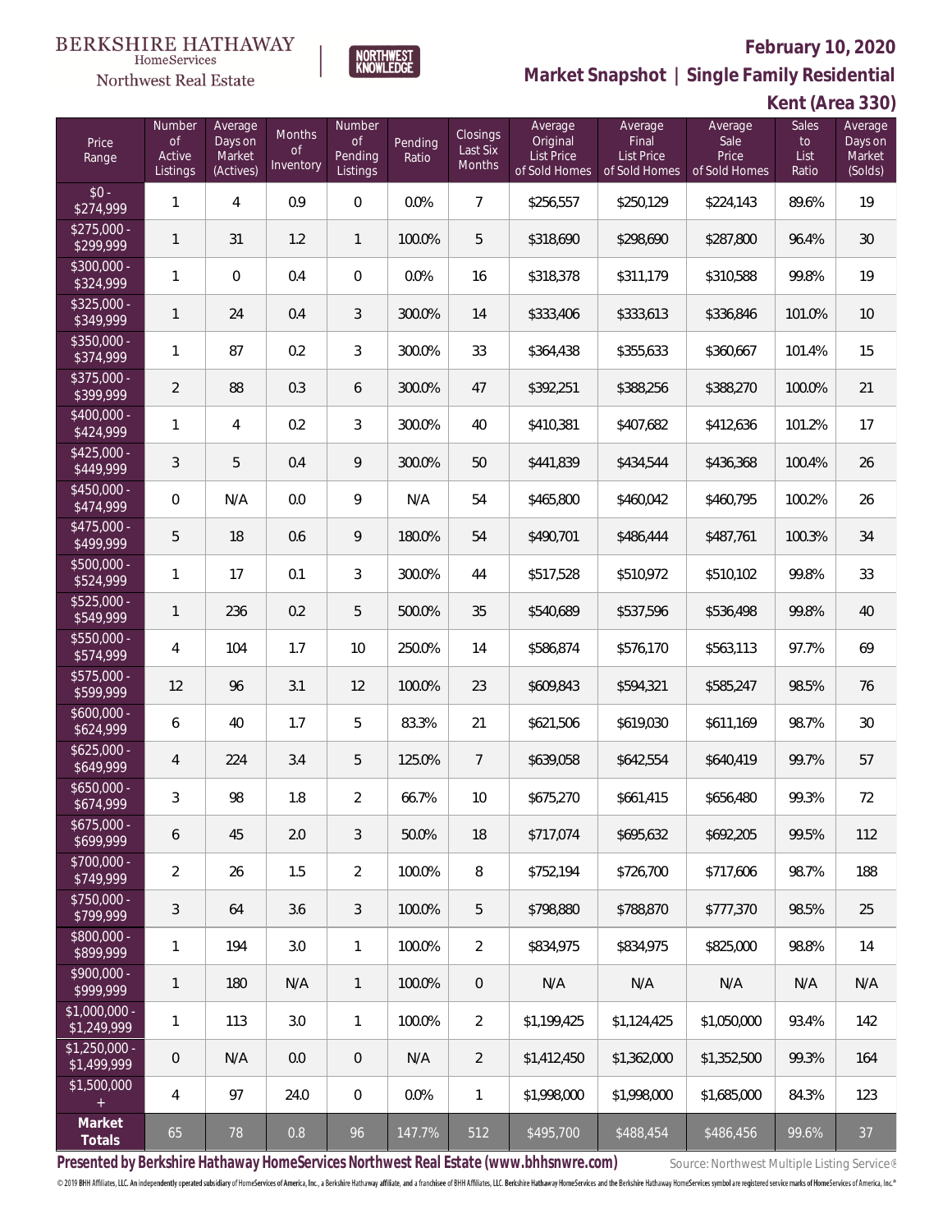BERKSHIRE HATHAWAY HomeServices Northwest Real Estate

NORTHWEST KNOWLEDGE

**February 10, 2020**

**Market Snapshot | Single Family Residential**

**Kent (Area 330)**

| Price Range | Number of Active Listings | Average Days on Market (Actives) | Months of Inventory | Number of Pending Listings | Pending Ratio | Closings Last Six Months | Average Original List Price of Sold Homes | Average Final List Price of Sold Homes | Average Sale Price of Sold Homes | Sales to List Ratio | Average Days on Market (Solds) |
|---|---|---|---|---|---|---|---|---|---|---|---|
| $0 - $274,999 | 1 | 4 | 0.9 | 0 | 0.0% | 7 | $256,557 | $250,129 | $224,143 | 89.6% | 19 |
| $275,000 - $299,999 | 1 | 31 | 1.2 | 1 | 100.0% | 5 | $318,690 | $298,690 | $287,800 | 96.4% | 30 |
| $300,000 - $324,999 | 1 | 0 | 0.4 | 0 | 0.0% | 16 | $318,378 | $311,179 | $310,588 | 99.8% | 19 |
| $325,000 - $349,999 | 1 | 24 | 0.4 | 3 | 300.0% | 14 | $333,406 | $333,613 | $336,846 | 101.0% | 10 |
| $350,000 - $374,999 | 1 | 87 | 0.2 | 3 | 300.0% | 33 | $364,438 | $355,633 | $360,667 | 101.4% | 15 |
| $375,000 - $399,999 | 2 | 88 | 0.3 | 6 | 300.0% | 47 | $392,251 | $388,256 | $388,270 | 100.0% | 21 |
| $400,000 - $424,999 | 1 | 4 | 0.2 | 3 | 300.0% | 40 | $410,381 | $407,682 | $412,636 | 101.2% | 17 |
| $425,000 - $449,999 | 3 | 5 | 0.4 | 9 | 300.0% | 50 | $441,839 | $434,544 | $436,368 | 100.4% | 26 |
| $450,000 - $474,999 | 0 | N/A | 0.0 | 9 | N/A | 54 | $465,800 | $460,042 | $460,795 | 100.2% | 26 |
| $475,000 - $499,999 | 5 | 18 | 0.6 | 9 | 180.0% | 54 | $490,701 | $486,444 | $487,761 | 100.3% | 34 |
| $500,000 - $524,999 | 1 | 17 | 0.1 | 3 | 300.0% | 44 | $517,528 | $510,972 | $510,102 | 99.8% | 33 |
| $525,000 - $549,999 | 1 | 236 | 0.2 | 5 | 500.0% | 35 | $540,689 | $537,596 | $536,498 | 99.8% | 40 |
| $550,000 - $574,999 | 4 | 104 | 1.7 | 10 | 250.0% | 14 | $586,874 | $576,170 | $563,113 | 97.7% | 69 |
| $575,000 - $599,999 | 12 | 96 | 3.1 | 12 | 100.0% | 23 | $609,843 | $594,321 | $585,247 | 98.5% | 76 |
| $600,000 - $624,999 | 6 | 40 | 1.7 | 5 | 83.3% | 21 | $621,506 | $619,030 | $611,169 | 98.7% | 30 |
| $625,000 - $649,999 | 4 | 224 | 3.4 | 5 | 125.0% | 7 | $639,058 | $642,554 | $640,419 | 99.7% | 57 |
| $650,000 - $674,999 | 3 | 98 | 1.8 | 2 | 66.7% | 10 | $675,270 | $661,415 | $656,480 | 99.3% | 72 |
| $675,000 - $699,999 | 6 | 45 | 2.0 | 3 | 50.0% | 18 | $717,074 | $695,632 | $692,205 | 99.5% | 112 |
| $700,000 - $749,999 | 2 | 26 | 1.5 | 2 | 100.0% | 8 | $752,194 | $726,700 | $717,606 | 98.7% | 188 |
| $750,000 - $799,999 | 3 | 64 | 3.6 | 3 | 100.0% | 5 | $798,880 | $788,870 | $777,370 | 98.5% | 25 |
| $800,000 - $899,999 | 1 | 194 | 3.0 | 1 | 100.0% | 2 | $834,975 | $834,975 | $825,000 | 98.8% | 14 |
| $900,000 - $999,999 | 1 | 180 | N/A | 1 | 100.0% | 0 | N/A | N/A | N/A | N/A | N/A |
| $1,000,000 - $1,249,999 | 1 | 113 | 3.0 | 1 | 100.0% | 2 | $1,199,425 | $1,124,425 | $1,050,000 | 93.4% | 142 |
| $1,250,000 - $1,499,999 | 0 | N/A | 0.0 | 0 | N/A | 2 | $1,412,450 | $1,362,000 | $1,352,500 | 99.3% | 164 |
| $1,500,000 + | 4 | 97 | 24.0 | 0 | 0.0% | 1 | $1,998,000 | $1,998,000 | $1,685,000 | 84.3% | 123 |
| **Market Totals** | 65 | 78 | 0.8 | 96 | 147.7% | 512 | $495,700 | $488,454 | $486,456 | 99.6% | 37 |

**Presented by Berkshire Hathaway HomeServices Northwest Real Estate (www.bhhsnwre.com)**

Source: Northwest Multiple Listing Service®

© 2019 BHH Affiliates, LLC. An independently operated subsidiary of HomeServices of America, Inc., a Berkshire Hathaway affiliate, and a franchisee of BHH Affiliates, LLC. Berkshire Hathaway HomeServices and the Berkshire Hathaway HomeServices symbol are registered service marks of HomeServices of America, Inc.®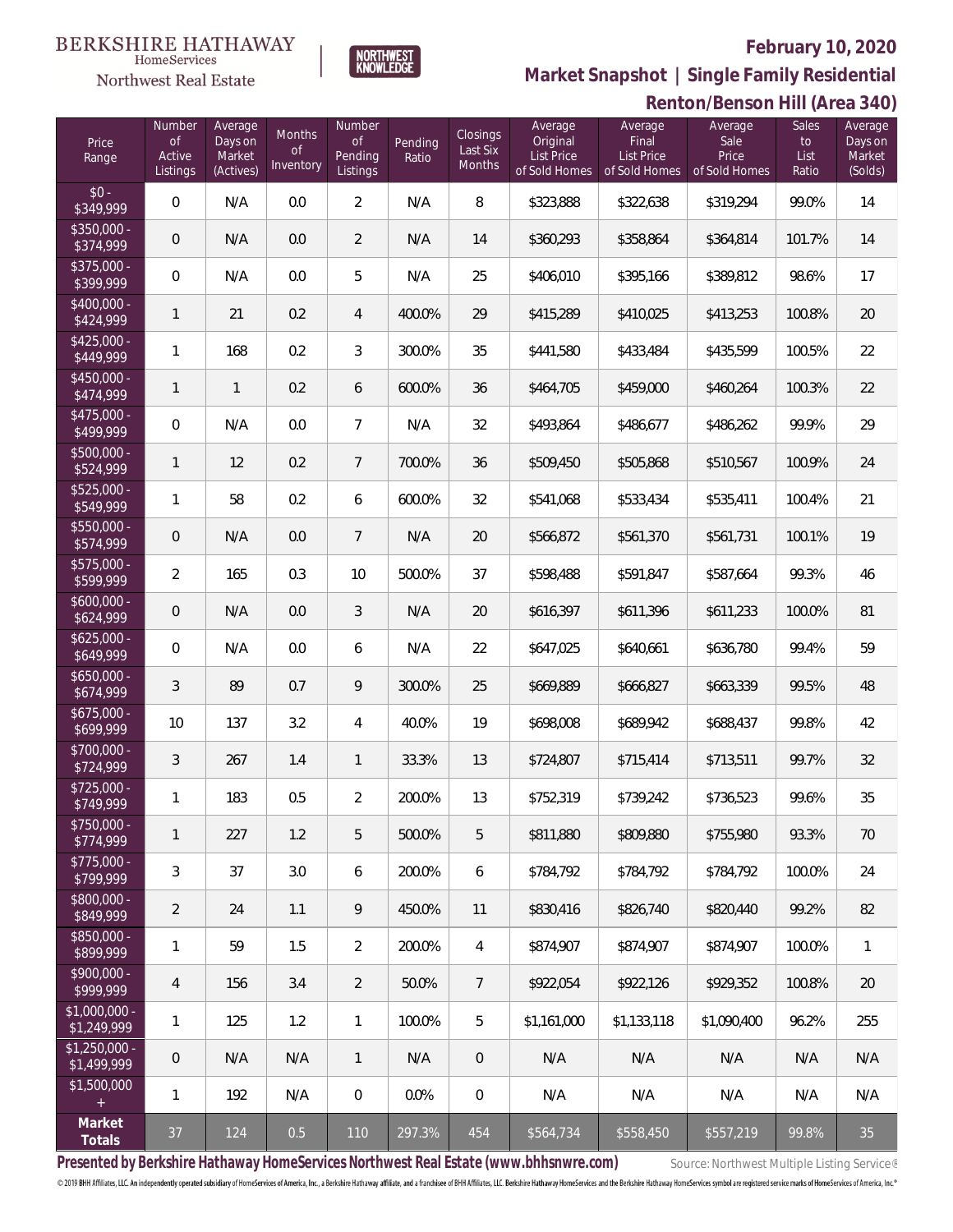BERKSHIRE HATHAWAY HomeServices Northwest Real Estate

NORTHWEST KNOWLEDGE

## February 10, 2020

## Market Snapshot | Single Family Residential

## Renton/Benson Hill (Area 340)

| Price Range | Number of Active Listings | Average Days on Market (Actives) | Months of Inventory | Number of Pending Listings | Pending Ratio | Closings Last Six Months | Average Original List Price of Sold Homes | Average Final List Price of Sold Homes | Average Sale Price of Sold Homes | Sales to List Ratio | Average Days on Market (Solds) |
|---|---|---|---|---|---|---|---|---|---|---|---|
| $0 - $349,999 | 0 | N/A | 0.0 | 2 | N/A | 8 | $323,888 | $322,638 | $319,294 | 99.0% | 14 |
| $350,000 - $374,999 | 0 | N/A | 0.0 | 2 | N/A | 14 | $360,293 | $358,864 | $364,814 | 101.7% | 14 |
| $375,000 - $399,999 | 0 | N/A | 0.0 | 5 | N/A | 25 | $406,010 | $395,166 | $389,812 | 98.6% | 17 |
| $400,000 - $424,999 | 1 | 21 | 0.2 | 4 | 400.0% | 29 | $415,289 | $410,025 | $413,253 | 100.8% | 20 |
| $425,000 - $449,999 | 1 | 168 | 0.2 | 3 | 300.0% | 35 | $441,580 | $433,484 | $435,599 | 100.5% | 22 |
| $450,000 - $474,999 | 1 | 1 | 0.2 | 6 | 600.0% | 36 | $464,705 | $459,000 | $460,264 | 100.3% | 22 |
| $475,000 - $499,999 | 0 | N/A | 0.0 | 7 | N/A | 32 | $493,864 | $486,677 | $486,262 | 99.9% | 29 |
| $500,000 - $524,999 | 1 | 12 | 0.2 | 7 | 700.0% | 36 | $509,450 | $505,868 | $510,567 | 100.9% | 24 |
| $525,000 - $549,999 | 1 | 58 | 0.2 | 6 | 600.0% | 32 | $541,068 | $533,434 | $535,411 | 100.4% | 21 |
| $550,000 - $574,999 | 0 | N/A | 0.0 | 7 | N/A | 20 | $566,872 | $561,370 | $561,731 | 100.1% | 19 |
| $575,000 - $599,999 | 2 | 165 | 0.3 | 10 | 500.0% | 37 | $598,488 | $591,847 | $587,664 | 99.3% | 46 |
| $600,000 - $624,999 | 0 | N/A | 0.0 | 3 | N/A | 20 | $616,397 | $611,396 | $611,233 | 100.0% | 81 |
| $625,000 - $649,999 | 0 | N/A | 0.0 | 6 | N/A | 22 | $647,025 | $640,661 | $636,780 | 99.4% | 59 |
| $650,000 - $674,999 | 3 | 89 | 0.7 | 9 | 300.0% | 25 | $669,889 | $666,827 | $663,339 | 99.5% | 48 |
| $675,000 - $699,999 | 10 | 137 | 3.2 | 4 | 40.0% | 19 | $698,008 | $689,942 | $688,437 | 99.8% | 42 |
| $700,000 - $724,999 | 3 | 267 | 1.4 | 1 | 33.3% | 13 | $724,807 | $715,414 | $713,511 | 99.7% | 32 |
| $725,000 - $749,999 | 1 | 183 | 0.5 | 2 | 200.0% | 13 | $752,319 | $739,242 | $736,523 | 99.6% | 35 |
| $750,000 - $774,999 | 1 | 227 | 1.2 | 5 | 500.0% | 5 | $811,880 | $809,880 | $755,980 | 93.3% | 70 |
| $775,000 - $799,999 | 3 | 37 | 3.0 | 6 | 200.0% | 6 | $784,792 | $784,792 | $784,792 | 100.0% | 24 |
| $800,000 - $849,999 | 2 | 24 | 1.1 | 9 | 450.0% | 11 | $830,416 | $826,740 | $820,440 | 99.2% | 82 |
| $850,000 - $899,999 | 1 | 59 | 1.5 | 2 | 200.0% | 4 | $874,907 | $874,907 | $874,907 | 100.0% | 1 |
| $900,000 - $999,999 | 4 | 156 | 3.4 | 2 | 50.0% | 7 | $922,054 | $922,126 | $929,352 | 100.8% | 20 |
| $1,000,000 - $1,249,999 | 1 | 125 | 1.2 | 1 | 100.0% | 5 | $1,161,000 | $1,133,118 | $1,090,400 | 96.2% | 255 |
| $1,250,000 - $1,499,999 | 0 | N/A | N/A | 1 | N/A | 0 | N/A | N/A | N/A | N/A | N/A |
| $1,500,000 + | 1 | 192 | N/A | 0 | 0.0% | 0 | N/A | N/A | N/A | N/A | N/A |
| **Market Totals** | 37 | 124 | 0.5 | 110 | 297.3% | 454 | $564,734 | $558,450 | $557,219 | 99.8% | 35 |

**Presented by Berkshire Hathaway HomeServices Northwest Real Estate (www.bhhsnwre.com)** Source: Northwest Multiple Listing Service®

© 2019 BHH Affiliates, LLC. An independently operated subsidiary of HomeServices of America, Inc., a Berkshire Hathaway affiliate, and a franchisee of BHH Affiliates, LLC. Berkshire Hathaway HomeServices and the Berkshire Hathaway HomeServices symbol are registered service marks of HomeServices of America, Inc.®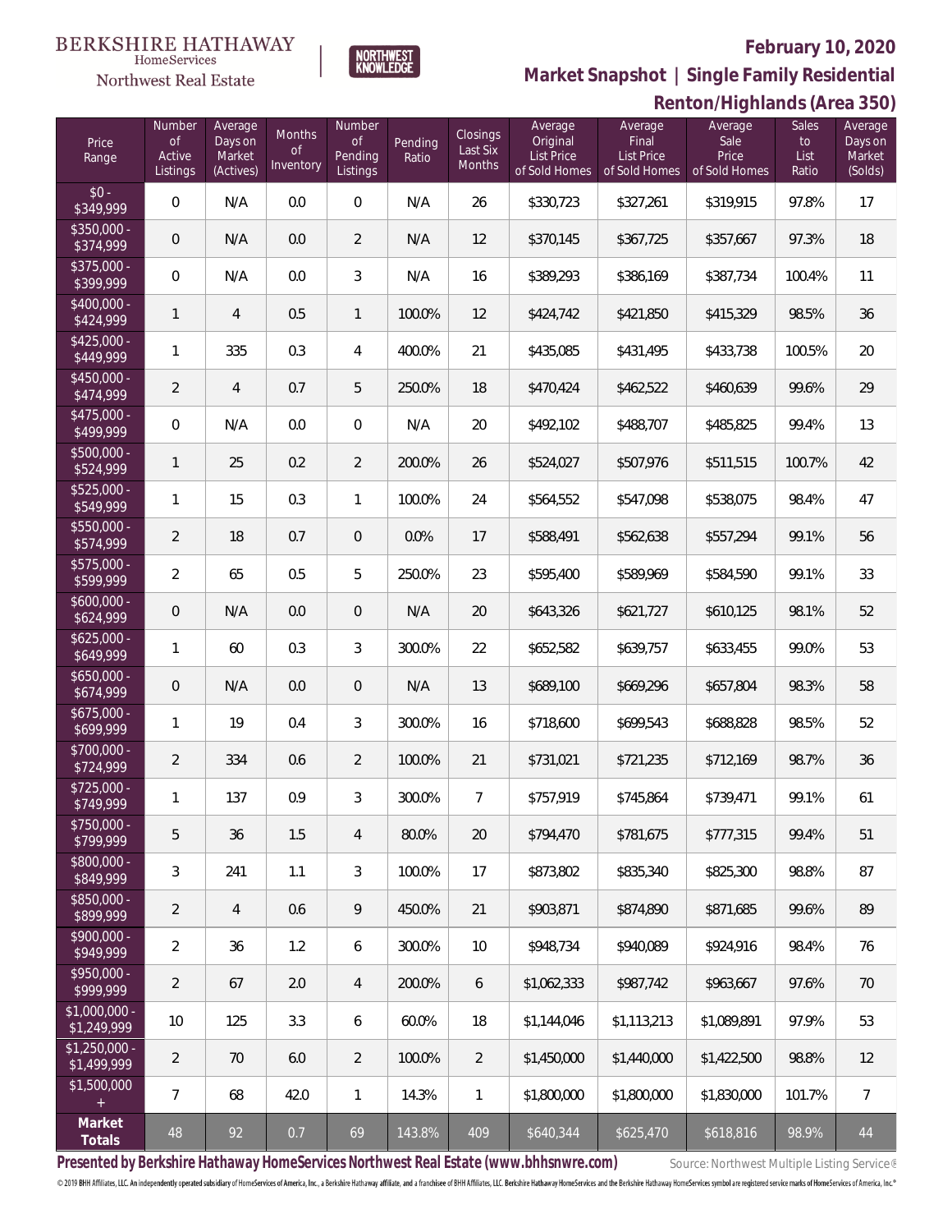BERKSHIRE HATHAWAY HomeServices Northwest Real Estate

NORTHWEST KNOWLEDGE

# February 10, 2020

## Market Snapshot | Single Family Residential

## Renton/Highlands (Area 350)

| Price Range | Number of Active Listings | Average Days on Market (Actives) | Months of Inventory | Number of Pending Listings | Pending Ratio | Closings Last Six Months | Average Original List Price of Sold Homes | Average Final List Price of Sold Homes | Average Sale Price of Sold Homes | Sales to List Ratio | Average Days on Market (Solds) |
|---|---|---|---|---|---|---|---|---|---|---|---|
| $0 - $349,999 | 0 | N/A | 0.0 | 0 | N/A | 26 | $330,723 | $327,261 | $319,915 | 97.8% | 17 |
| $350,000 - $374,999 | 0 | N/A | 0.0 | 2 | N/A | 12 | $370,145 | $367,725 | $357,667 | 97.3% | 18 |
| $375,000 - $399,999 | 0 | N/A | 0.0 | 3 | N/A | 16 | $389,293 | $386,169 | $387,734 | 100.4% | 11 |
| $400,000 - $424,999 | 1 | 4 | 0.5 | 1 | 100.0% | 12 | $424,742 | $421,850 | $415,329 | 98.5% | 36 |
| $425,000 - $449,999 | 1 | 335 | 0.3 | 4 | 400.0% | 21 | $435,085 | $431,495 | $433,738 | 100.5% | 20 |
| $450,000 - $474,999 | 2 | 4 | 0.7 | 5 | 250.0% | 18 | $470,424 | $462,522 | $460,639 | 99.6% | 29 |
| $475,000 - $499,999 | 0 | N/A | 0.0 | 0 | N/A | 20 | $492,102 | $488,707 | $485,825 | 99.4% | 13 |
| $500,000 - $524,999 | 1 | 25 | 0.2 | 2 | 200.0% | 26 | $524,027 | $507,976 | $511,515 | 100.7% | 42 |
| $525,000 - $549,999 | 1 | 15 | 0.3 | 1 | 100.0% | 24 | $564,552 | $547,098 | $538,075 | 98.4% | 47 |
| $550,000 - $574,999 | 2 | 18 | 0.7 | 0 | 0.0% | 17 | $588,491 | $562,638 | $557,294 | 99.1% | 56 |
| $575,000 - $599,999 | 2 | 65 | 0.5 | 5 | 250.0% | 23 | $595,400 | $589,969 | $584,590 | 99.1% | 33 |
| $600,000 - $624,999 | 0 | N/A | 0.0 | 0 | N/A | 20 | $643,326 | $621,727 | $610,125 | 98.1% | 52 |
| $625,000 - $649,999 | 1 | 60 | 0.3 | 3 | 300.0% | 22 | $652,582 | $639,757 | $633,455 | 99.0% | 53 |
| $650,000 - $674,999 | 0 | N/A | 0.0 | 0 | N/A | 13 | $689,100 | $669,296 | $657,804 | 98.3% | 58 |
| $675,000 - $699,999 | 1 | 19 | 0.4 | 3 | 300.0% | 16 | $718,600 | $699,543 | $688,828 | 98.5% | 52 |
| $700,000 - $724,999 | 2 | 334 | 0.6 | 2 | 100.0% | 21 | $731,021 | $721,235 | $712,169 | 98.7% | 36 |
| $725,000 - $749,999 | 1 | 137 | 0.9 | 3 | 300.0% | 7 | $757,919 | $745,864 | $739,471 | 99.1% | 61 |
| $750,000 - $799,999 | 5 | 36 | 1.5 | 4 | 80.0% | 20 | $794,470 | $781,675 | $777,315 | 99.4% | 51 |
| $800,000 - $849,999 | 3 | 241 | 1.1 | 3 | 100.0% | 17 | $873,802 | $835,340 | $825,300 | 98.8% | 87 |
| $850,000 - $899,999 | 2 | 4 | 0.6 | 9 | 450.0% | 21 | $903,871 | $874,890 | $871,685 | 99.6% | 89 |
| $900,000 - $949,999 | 2 | 36 | 1.2 | 6 | 300.0% | 10 | $948,734 | $940,089 | $924,916 | 98.4% | 76 |
| $950,000 - $999,999 | 2 | 67 | 2.0 | 4 | 200.0% | 6 | $1,062,333 | $987,742 | $963,667 | 97.6% | 70 |
| $1,000,000 - $1,249,999 | 10 | 125 | 3.3 | 6 | 60.0% | 18 | $1,144,046 | $1,113,213 | $1,089,891 | 97.9% | 53 |
| $1,250,000 - $1,499,999 | 2 | 70 | 6.0 | 2 | 100.0% | 2 | $1,450,000 | $1,440,000 | $1,422,500 | 98.8% | 12 |
| $1,500,000 + | 7 | 68 | 42.0 | 1 | 14.3% | 1 | $1,800,000 | $1,800,000 | $1,830,000 | 101.7% | 7 |
| **Market Totals** | 48 | 92 | 0.7 | 69 | 143.8% | 409 | $640,344 | $625,470 | $618,816 | 98.9% | 44 |

**Presented by Berkshire Hathaway HomeServices Northwest Real Estate (www.bhhsnwre.com)**

Source: Northwest Multiple Listing Service®

© 2019 BHH Affiliates, LLC. An independently operated subsidiary of HomeServices of America, Inc., a Berkshire Hathaway affiliate, and a franchisee of BHH Affiliates, LLC. Berkshire Hathaway HomeServices and the Berkshire Hathaway HomeServices symbol are registered service marks of HomeServices of America, Inc.®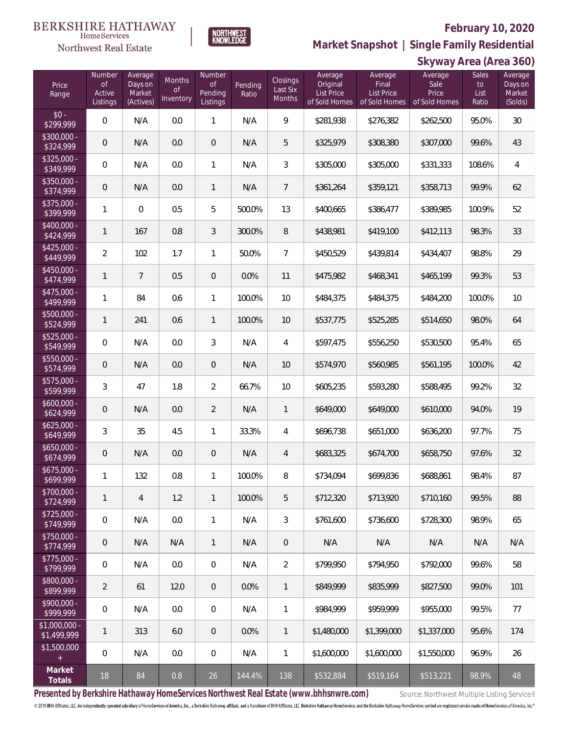BERKSHIRE HATHAWAY HomeServices Northwest Real Estate

NORTHWEST KNOWLEDGE

**February 10, 2020**

**Market Snapshot | Single Family Residential**

**Skyway Area (Area 360)**

| Price Range | Number of Active Listings | Average Days on Market (Actives) | Months of Inventory | Number of Pending Listings | Pending Ratio | Closings Last Six Months | Average Original List Price of Sold Homes | Average Final List Price of Sold Homes | Average Sale Price of Sold Homes | Sales to List Ratio | Average Days on Market (Solds) |
|---|---|---|---|---|---|---|---|---|---|---|---|
| $0 - $299,999 | 0 | N/A | 0.0 | 1 | N/A | 9 | $281,938 | $276,382 | $262,500 | 95.0% | 30 |
| $300,000 - $324,999 | 0 | N/A | 0.0 | 0 | N/A | 5 | $325,979 | $308,380 | $307,000 | 99.6% | 43 |
| $325,000 - $349,999 | 0 | N/A | 0.0 | 1 | N/A | 3 | $305,000 | $305,000 | $331,333 | 108.6% | 4 |
| $350,000 - $374,999 | 0 | N/A | 0.0 | 1 | N/A | 7 | $361,264 | $359,121 | $358,713 | 99.9% | 62 |
| $375,000 - $399,999 | 1 | 0 | 0.5 | 5 | 500.0% | 13 | $400,665 | $386,477 | $389,985 | 100.9% | 52 |
| $400,000 - $424,999 | 1 | 167 | 0.8 | 3 | 300.0% | 8 | $438,981 | $419,100 | $412,113 | 98.3% | 33 |
| $425,000 - $449,999 | 2 | 102 | 1.7 | 1 | 50.0% | 7 | $450,529 | $439,814 | $434,407 | 98.8% | 29 |
| $450,000 - $474,999 | 1 | 7 | 0.5 | 0 | 0.0% | 11 | $475,982 | $468,341 | $465,199 | 99.3% | 53 |
| $475,000 - $499,999 | 1 | 84 | 0.6 | 1 | 100.0% | 10 | $484,375 | $484,375 | $484,200 | 100.0% | 10 |
| $500,000 - $524,999 | 1 | 241 | 0.6 | 1 | 100.0% | 10 | $537,775 | $525,285 | $514,650 | 98.0% | 64 |
| $525,000 - $549,999 | 0 | N/A | 0.0 | 3 | N/A | 4 | $597,475 | $556,250 | $530,500 | 95.4% | 65 |
| $550,000 - $574,999 | 0 | N/A | 0.0 | 0 | N/A | 10 | $574,970 | $560,985 | $561,195 | 100.0% | 42 |
| $575,000 - $599,999 | 3 | 47 | 1.8 | 2 | 66.7% | 10 | $605,235 | $593,280 | $588,495 | 99.2% | 32 |
| $600,000 - $624,999 | 0 | N/A | 0.0 | 2 | N/A | 1 | $649,000 | $649,000 | $610,000 | 94.0% | 19 |
| $625,000 - $649,999 | 3 | 35 | 4.5 | 1 | 33.3% | 4 | $696,738 | $651,000 | $636,200 | 97.7% | 75 |
| $650,000 - $674,999 | 0 | N/A | 0.0 | 0 | N/A | 4 | $683,325 | $674,700 | $658,750 | 97.6% | 32 |
| $675,000 - $699,999 | 1 | 132 | 0.8 | 1 | 100.0% | 8 | $734,094 | $699,836 | $688,861 | 98.4% | 87 |
| $700,000 - $724,999 | 1 | 4 | 1.2 | 1 | 100.0% | 5 | $712,320 | $713,920 | $710,160 | 99.5% | 88 |
| $725,000 - $749,999 | 0 | N/A | 0.0 | 1 | N/A | 3 | $761,600 | $736,600 | $728,300 | 98.9% | 65 |
| $750,000 - $774,999 | 0 | N/A | N/A | 1 | N/A | 0 | N/A | N/A | N/A | N/A | N/A |
| $775,000 - $799,999 | 0 | N/A | 0.0 | 0 | N/A | 2 | $799,950 | $794,950 | $792,000 | 99.6% | 58 |
| $800,000 - $899,999 | 2 | 61 | 12.0 | 0 | 0.0% | 1 | $849,999 | $835,999 | $827,500 | 99.0% | 101 |
| $900,000 - $999,999 | 0 | N/A | 0.0 | 0 | N/A | 1 | $984,999 | $959,999 | $955,000 | 99.5% | 77 |
| $1,000,000 - $1,499,999 | 1 | 313 | 6.0 | 0 | 0.0% | 1 | $1,480,000 | $1,399,000 | $1,337,000 | 95.6% | 174 |
| $1,500,000 + | 0 | N/A | 0.0 | 0 | N/A | 1 | $1,600,000 | $1,600,000 | $1,550,000 | 96.9% | 26 |
| **Market Totals** | 18 | 84 | 0.8 | 26 | 144.4% | 138 | $532,884 | $519,164 | $513,221 | 98.9% | 48 |

**Presented by Berkshire Hathaway HomeServices Northwest Real Estate (www.bhhsnwre.com)**

Source: Northwest Multiple Listing Service®

© 2019 BHH Affiliates, LLC. An independently operated subsidiary of HomeServices of America, Inc., a Berkshire Hathaway affiliate, and a franchisee of BHH Affiliates, LLC. Berkshire Hathaway HomeServices and the Berkshire Hathaway HomeServices symbol are registered service marks of HomeServices of America, Inc.®